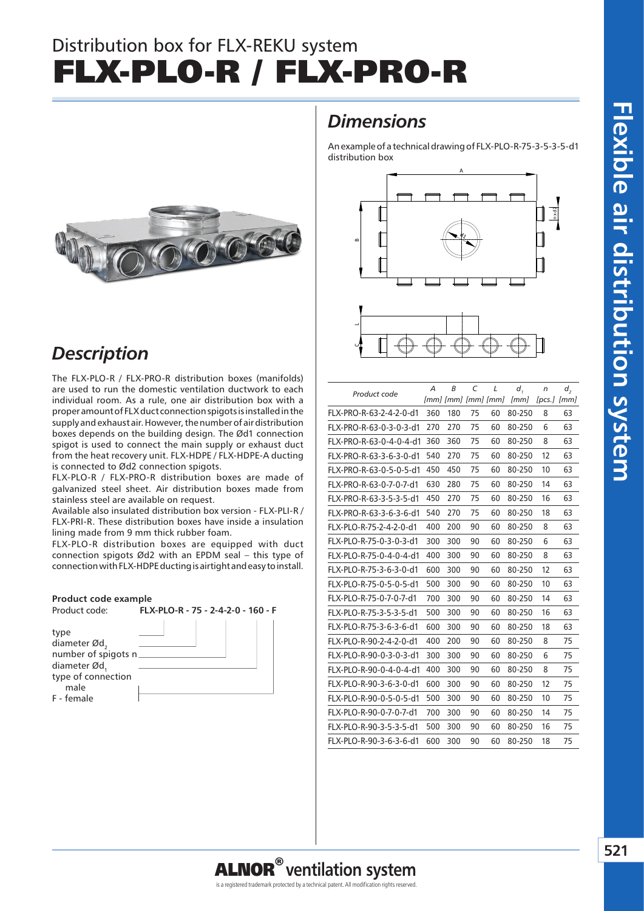# Distribution box for FLX-REKU system

# FLX-PLO-R / FLX-PRO-R

## Description

The FLX-PLO-R / FLX-PRO-R distribution boxes (manifolds) are used to run the domestic ventilation ductwork to each individual room. As a rule, one air distribution box with a proper amount of FLX duct connection spigots is installed in the supply and exhaust air. However, the number of air distribution boxes depends on the building design. The Ød1 connection spigot is used to connect the main supply or exhaust duct from the heat recovery unit. FLX-HDPE / FLX-HDPE-A ducting is connected to Ød2 connection spigots.

FLX-PLO-R / FLX-PRO-R distribution boxes are made of galvanized steel sheet. Air distribution boxes made from stainless steel are available on request.

Available also insulated distribution box version - FLX-PLI-R / FLX-PRI-R. These distribution boxes have inside a insulation lining made from 9 mm thick rubber foam.

FLX-PLO-R distribution boxes are equipped with duct connection spigots Ød2 with an EPDM seal – this type of connection with FLX-HDPE ducting is airtight and easy to install.

**Product code example**

Product code: **FLX-PLO-R - 75 - 2-4-2-0 - 160 - F**

- type
- diameter Ød$_2$
- number of spigots n
- diameter Ød$_1$
- type of connection
  - male
  - F - female

## Dimensions

An example of a technical drawing of FLX-PLO-R-75-3-5-3-5-d1 distribution box

| Product code | A [mm] | B [mm] | C [mm] | L [mm] | $d_1$ [mm] | n [pcs.] | $d_2$ [mm] |
|---|---|---|---|---|---|---|---|
| FLX-PRO-R-63-2-4-2-0-d1 | 360 | 180 | 75 | 60 | 80-250 | 8 | 63 |
| FLX-PRO-R-63-0-3-0-3-d1 | 270 | 270 | 75 | 60 | 80-250 | 6 | 63 |
| FLX-PRO-R-63-0-4-0-4-d1 | 360 | 360 | 75 | 60 | 80-250 | 8 | 63 |
| FLX-PRO-R-63-3-6-3-0-d1 | 540 | 270 | 75 | 60 | 80-250 | 12 | 63 |
| FLX-PRO-R-63-0-5-0-5-d1 | 450 | 450 | 75 | 60 | 80-250 | 10 | 63 |
| FLX-PRO-R-63-0-7-0-7-d1 | 630 | 280 | 75 | 60 | 80-250 | 14 | 63 |
| FLX-PRO-R-63-3-5-3-5-d1 | 450 | 270 | 75 | 60 | 80-250 | 16 | 63 |
| FLX-PRO-R-63-3-6-3-6-d1 | 540 | 270 | 75 | 60 | 80-250 | 18 | 63 |
| FLX-PLO-R-75-2-4-2-0-d1 | 400 | 200 | 90 | 60 | 80-250 | 8 | 63 |
| FLX-PLO-R-75-0-3-0-3-d1 | 300 | 300 | 90 | 60 | 80-250 | 6 | 63 |
| FLX-PLO-R-75-0-4-0-4-d1 | 400 | 300 | 90 | 60 | 80-250 | 8 | 63 |
| FLX-PLO-R-75-3-6-3-0-d1 | 600 | 300 | 90 | 60 | 80-250 | 12 | 63 |
| FLX-PLO-R-75-0-5-0-5-d1 | 500 | 300 | 90 | 60 | 80-250 | 10 | 63 |
| FLX-PLO-R-75-0-7-0-7-d1 | 700 | 300 | 90 | 60 | 80-250 | 14 | 63 |
| FLX-PLO-R-75-3-5-3-5-d1 | 500 | 300 | 90 | 60 | 80-250 | 16 | 63 |
| FLX-PLO-R-75-3-6-3-6-d1 | 600 | 300 | 90 | 60 | 80-250 | 18 | 63 |
| FLX-PLO-R-90-2-4-2-0-d1 | 400 | 200 | 90 | 60 | 80-250 | 8 | 75 |
| FLX-PLO-R-90-0-3-0-3-d1 | 300 | 300 | 90 | 60 | 80-250 | 6 | 75 |
| FLX-PLO-R-90-0-4-0-4-d1 | 400 | 300 | 90 | 60 | 80-250 | 8 | 75 |
| FLX-PLO-R-90-3-6-3-0-d1 | 600 | 300 | 90 | 60 | 80-250 | 12 | 75 |
| FLX-PLO-R-90-0-5-0-5-d1 | 500 | 300 | 90 | 60 | 80-250 | 10 | 75 |
| FLX-PLO-R-90-0-7-0-7-d1 | 700 | 300 | 90 | 60 | 80-250 | 14 | 75 |
| FLX-PLO-R-90-3-5-3-5-d1 | 500 | 300 | 90 | 60 | 80-250 | 16 | 75 |
| FLX-PLO-R-90-3-6-3-6-d1 | 600 | 300 | 90 | 60 | 80-250 | 18 | 75 |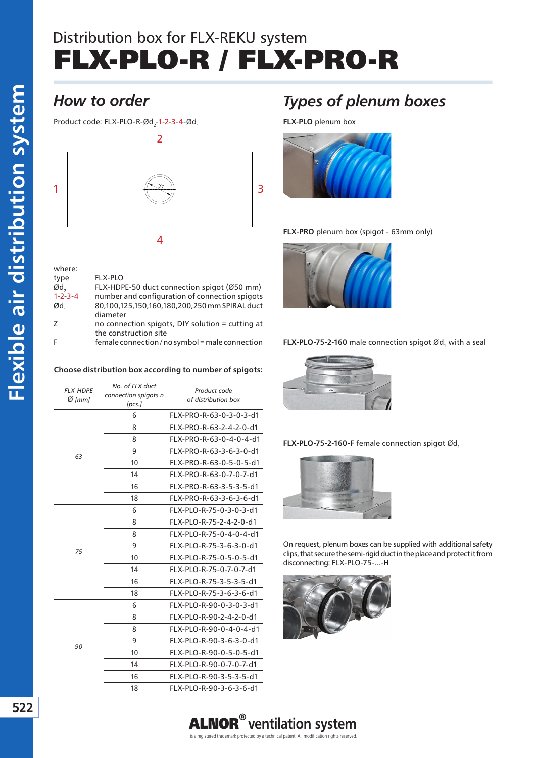# Distribution box for FLX-REKU system

# FLX-PLO-R / FLX-PRO-R

## How to order

Product code: FLX-PLO-R-Ød$_2$-1-2-3-4-Ød$_1$

2

1 3

4

where:

| | |
|---|---|
| type | FLX-PLO |
| Ød$_2$ | FLX-HDPE-50 duct connection spigot (Ø50 mm) |
| 1-2-3-4 | number and configuration of connection spigots |
| Ød$_1$ | 80,100,125,150,160,180,200,250 mm SPIRAL duct diameter |
| Z | no connection spigots, DIY solution = cutting at the construction site |
| F | female connection / no symbol = male connection |

**Choose distribution box according to number of spigots:**

| *FLX-HDPE Ø [mm]* | *No. of FLX duct connection spigots n [pcs.]* | *Product code of distribution box* |
|---|---|---|
| 63 | 6 | FLX-PRO-R-63-0-3-0-3-d1 |
| | 8 | FLX-PRO-R-63-2-4-2-0-d1 |
| | 8 | FLX-PRO-R-63-0-4-0-4-d1 |
| | 9 | FLX-PRO-R-63-3-6-3-0-d1 |
| | 10 | FLX-PRO-R-63-0-5-0-5-d1 |
| | 14 | FLX-PRO-R-63-0-7-0-7-d1 |
| | 16 | FLX-PRO-R-63-3-5-3-5-d1 |
| | 18 | FLX-PRO-R-63-3-6-3-6-d1 |
| 75 | 6 | FLX-PLO-R-75-0-3-0-3-d1 |
| | 8 | FLX-PLO-R-75-2-4-2-0-d1 |
| | 8 | FLX-PLO-R-75-0-4-0-4-d1 |
| | 9 | FLX-PLO-R-75-3-6-3-0-d1 |
| | 10 | FLX-PLO-R-75-0-5-0-5-d1 |
| | 14 | FLX-PLO-R-75-0-7-0-7-d1 |
| | 16 | FLX-PLO-R-75-3-5-3-5-d1 |
| | 18 | FLX-PLO-R-75-3-6-3-6-d1 |
| 90 | 6 | FLX-PLO-R-90-0-3-0-3-d1 |
| | 8 | FLX-PLO-R-90-2-4-2-0-d1 |
| | 8 | FLX-PLO-R-90-0-4-0-4-d1 |
| | 9 | FLX-PLO-R-90-3-6-3-0-d1 |
| | 10 | FLX-PLO-R-90-0-5-0-5-d1 |
| | 14 | FLX-PLO-R-90-0-7-0-7-d1 |
| | 16 | FLX-PLO-R-90-3-5-3-5-d1 |
| | 18 | FLX-PLO-R-90-3-6-3-6-d1 |

## Types of plenum boxes

**FLX-PLO** plenum box

**FLX-PRO** plenum box (spigot - 63mm only)

**FLX-PLO-75-2-160** male connection spigot Ød$_1$ with a seal

**FLX-PLO-75-2-160-F** female connection spigot Ød$_1$

On request, plenum boxes can be supplied with additional safety clips, that secure the semi-rigid duct in the place and protect it from disconnecting: FLX-PLO-75-...-H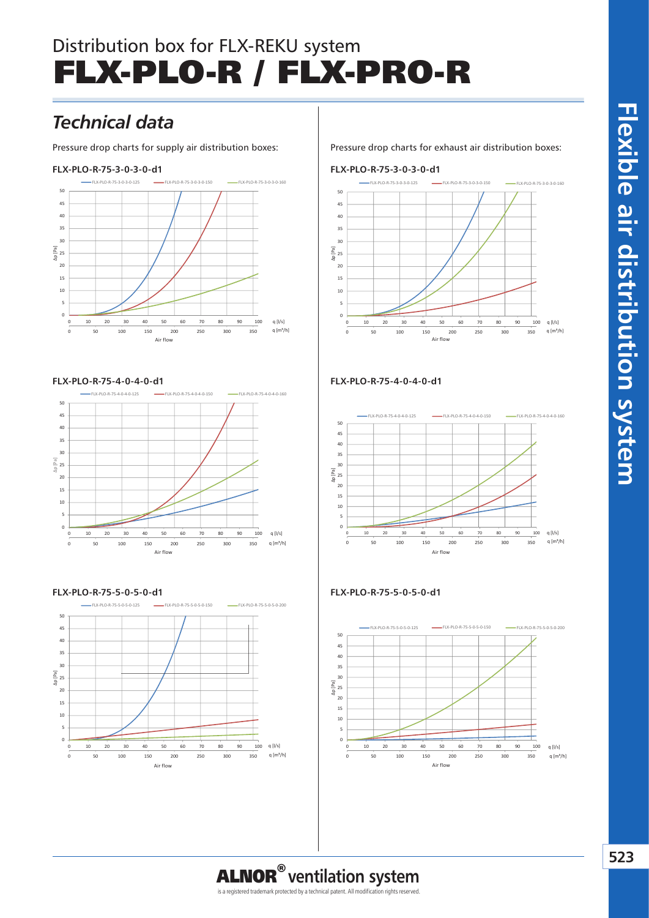# Distribution box for FLX-REKU system

# FLX-PLO-R / FLX-PRO-R

## *Technical data*

Pressure drop charts for supply air distribution boxes:

**FLX-PLO-R-75-3-0-3-0-d1**

**FLX-PLO-R-75-4-0-4-0-d1**

**FLX-PLO-R-75-5-0-5-0-d1**

Pressure drop charts for exhaust air distribution boxes:

**FLX-PLO-R-75-3-0-3-0-d1**

**FLX-PLO-R-75-4-0-4-0-d1**

**FLX-PLO-R-75-5-0-5-0-d1**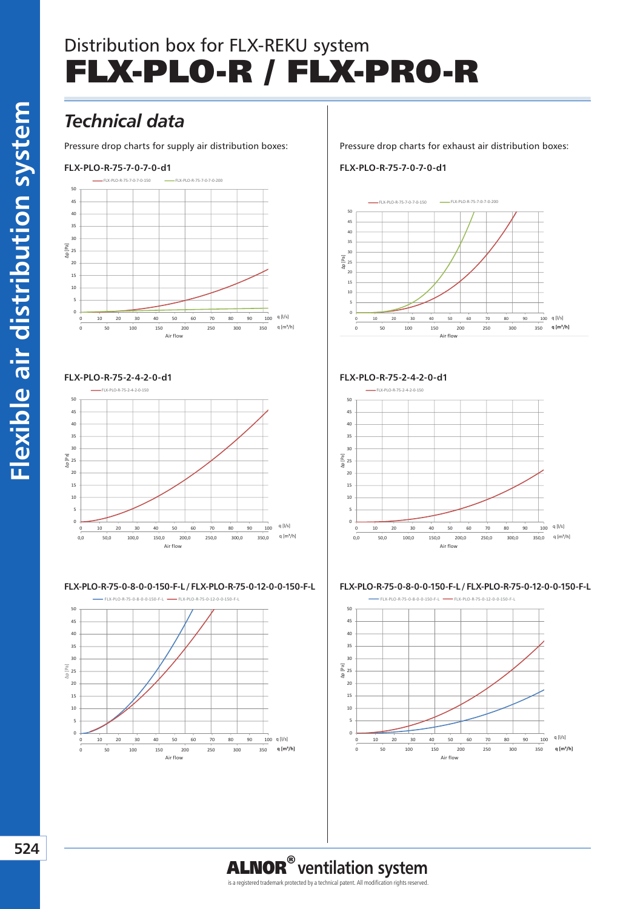# Distribution box for FLX-REKU system

# FLX-PLO-R / FLX-PRO-R

## *Technical data*

Pressure drop charts for supply air distribution boxes:

### FLX-PLO-R-75-7-0-7-0-d1

FLX-PLO-R-75-7-0-7-0-150
FLX-PLO-R-75-7-0-7-0-200
Δp [Pa]
0 5 10 15 20 25 30 35 40 45 50
0 10 20 30 40 50 60 70 80 90 100 q [l/s]
0 50 100 150 200 250 300 350 q [m³/h]
Air flow

### FLX-PLO-R-75-2-4-2-0-d1

FLX-PLO-R-75-2-4-2-0-150
Δp [Pa]
0 5 10 15 20 25 30 35 40 45 50
0 10 20 30 40 50 60 70 80 90 100 q [l/s]
0,0 50,0 100,0 150,0 200,0 250,0 300,0 350,0 q [m³/h]
Air flow

### FLX-PLO-R-75-0-8-0-0-150-F-L / FLX-PLO-R-75-0-12-0-0-150-F-L

FLX-PLO-R-75-0-8-0-0-150-F-L
FLX-PLO-R-75-0-12-0-150-F-L
Δp [Pa]
0 5 10 15 20 25 30 35 40 45 50
0 10 20 30 40 50 60 70 80 90 100 q [l/s]
0 50 100 150 200 250 300 350 q [m³/h]
Air flow

Pressure drop charts for exhaust air distribution boxes:

### FLX-PLO-R-75-7-0-7-0-d1

FLX-PLO-R-75-7-0-7-0-150
FLX-PLO-R-75-7-0-7-0-200
Δp [Pa]
0 5 10 15 20 25 30 35 40 45 50
0 10 20 30 40 50 60 70 80 90 100 q [l/s]
0 50 100 150 200 250 300 350 q [m³/h]
Air flow

### FLX-PLO-R-75-2-4-2-0-d1

FLX-PLO-R-75-2-4-2-0-150
Δp [Pa]
0 5 10 15 20 25 30 35 40 45 50
0 10 20 30 40 50 60 70 80 90 100 q [l/s]
0,0 50,0 100,0 150,0 200,0 250,0 300,0 350,0 q [m³/h]
Air flow

### FLX-PLO-R-75-0-8-0-0-150-F-L / FLX-PLO-R-75-0-12-0-0-150-F-L

FLX-PLO-R-75-0-8-0-0-150-F-L
FLX-PLO-R-75-0-12-0-0-150-F-L
Δp [Pa]
0 5 10 15 20 25 30 35 40 45 50
0 10 20 30 40 50 60 70 80 90 100 q [l/s]
0 50 100 150 200 250 300 350 q [m³/h]
Air flow

**ALNOR®** ventilation system
is a registered trademark protected by a technical patent. All modification rights reserved.